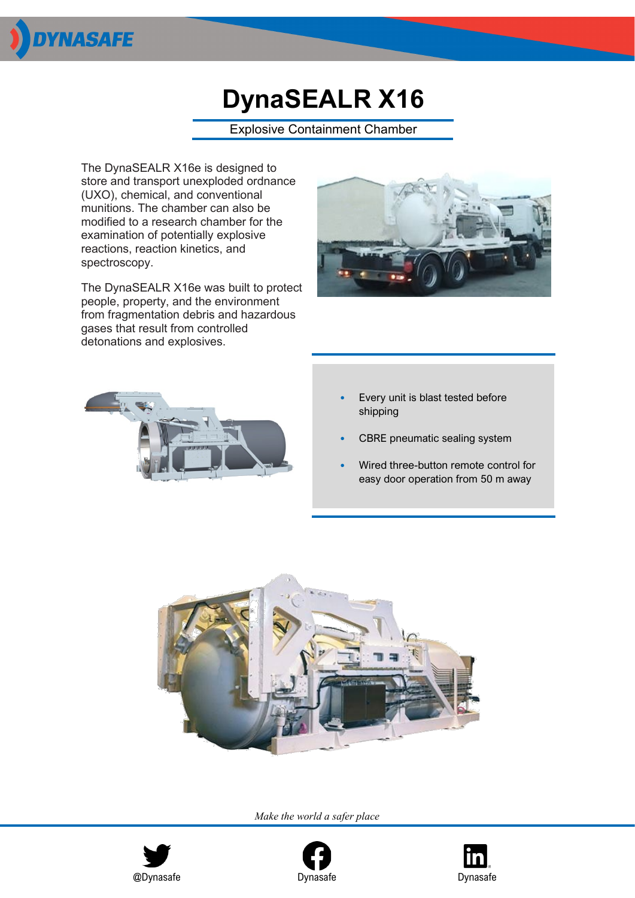# DynaSEALR X16

## Explosive Containment Chamber

The DynaSEALR X16e is designed to store and transport unexploded ordnance (UXO), chemical, and conventional munitions. The chamber can also be modified to a research chamber for the examination of potentially explosive reactions, reaction kinetics, and spectroscopy.

The DynaSEALR X16e was built to protect people, property, and the environment from fragmentation debris and hazardous gases that result from controlled detonations and explosives.

- Every unit is blast tested before shipping
- CBRE pneumatic sealing system
- Wired three-button remote control for easy door operation from 50 m away

*Make the world a safer place*

@Dynasafe

Dynasafe

Dynasafe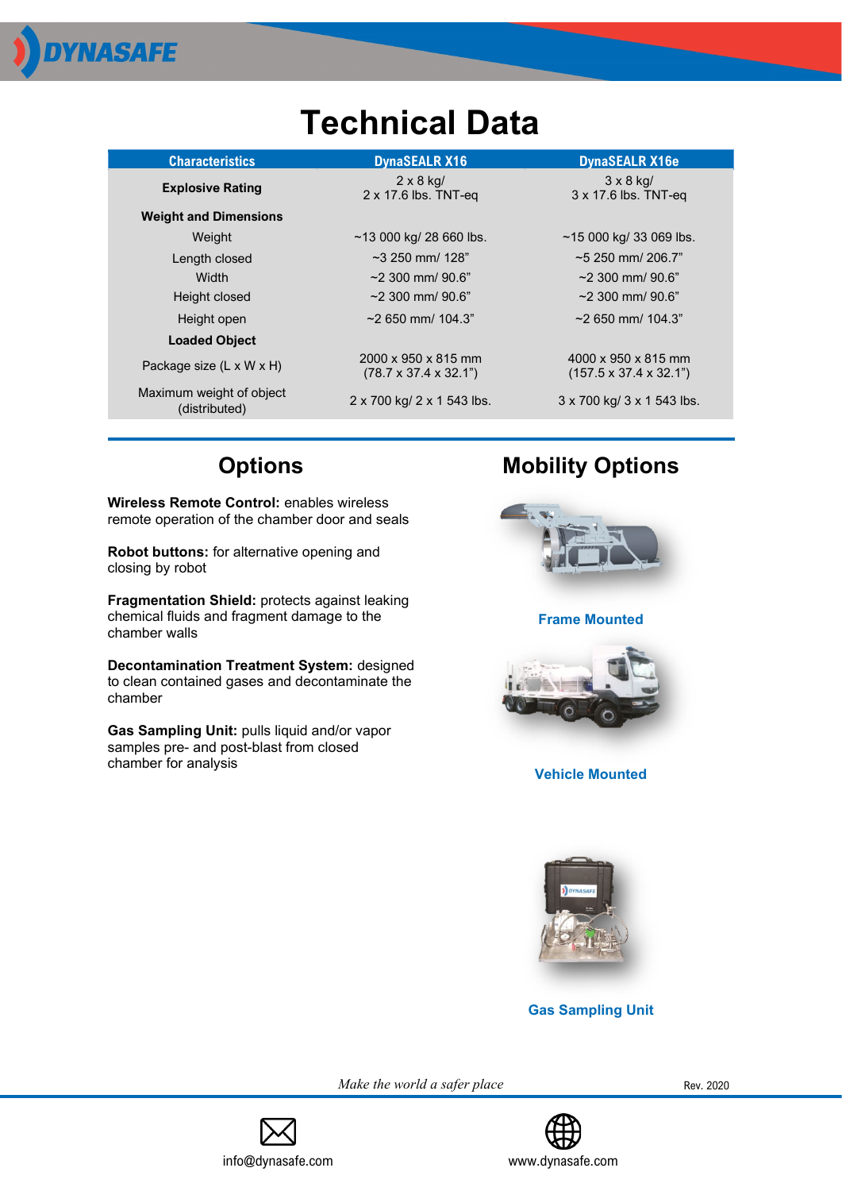# Technical Data

| Characteristics | DynaSEALR X16 | DynaSEALR X16e |
|---|---|---|
| **Explosive Rating** | 2 x 8 kg/<br>2 x 17.6 lbs. TNT-eq | 3 x 8 kg/<br>3 x 17.6 lbs. TNT-eq |
| **Weight and Dimensions** | | |
| Weight | ~13 000 kg/ 28 660 lbs. | ~15 000 kg/ 33 069 lbs. |
| Length closed | ~3 250 mm/ 128" | ~5 250 mm/ 206.7" |
| Width | ~2 300 mm/ 90.6" | ~2 300 mm/ 90.6" |
| Height closed | ~2 300 mm/ 90.6" | ~2 300 mm/ 90.6" |
| Height open | ~2 650 mm/ 104.3" | ~2 650 mm/ 104.3" |
| **Loaded Object** | | |
| Package size (L x W x H) | 2000 x 950 x 815 mm<br>(78.7 x 37.4 x 32.1") | 4000 x 950 x 815 mm<br>(157.5 x 37.4 x 32.1") |
| Maximum weight of object (distributed) | 2 x 700 kg/ 2 x 1 543 lbs. | 3 x 700 kg/ 3 x 1 543 lbs. |

## Options

**Wireless Remote Control:** enables wireless remote operation of the chamber door and seals

**Robot buttons:** for alternative opening and closing by robot

**Fragmentation Shield:** protects against leaking chemical fluids and fragment damage to the chamber walls

**Decontamination Treatment System:** designed to clean contained gases and decontaminate the chamber

**Gas Sampling Unit:** pulls liquid and/or vapor samples pre- and post-blast from closed chamber for analysis

## Mobility Options

Frame Mounted

Vehicle Mounted

Gas Sampling Unit

*Make the world a safer place*

Rev. 2020

info@dynasafe.com

www.dynasafe.com